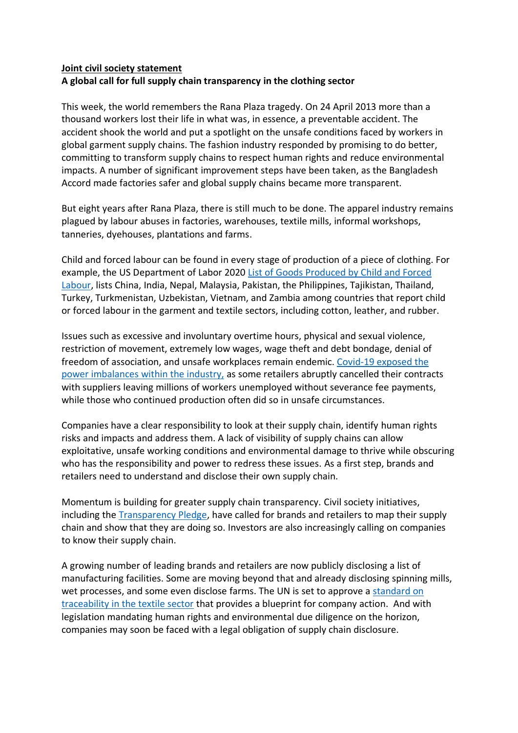**Joint civil society statement**

**A global call for full supply chain transparency in the clothing sector**

This week, the world remembers the Rana Plaza tragedy. On 24 April 2013 more than a thousand workers lost their life in what was, in essence, a preventable accident. The accident shook the world and put a spotlight on the unsafe conditions faced by workers in global garment supply chains. The fashion industry responded by promising to do better, committing to transform supply chains to respect human rights and reduce environmental impacts. A number of significant improvement steps have been taken, as the Bangladesh Accord made factories safer and global supply chains became more transparent.

But eight years after Rana Plaza, there is still much to be done. The apparel industry remains plagued by labour abuses in factories, warehouses, textile mills, informal workshops, tanneries, dyehouses, plantations and farms.

Child and forced labour can be found in every stage of production of a piece of clothing. For example, the US Department of Labor 2020 List of Goods Produced by Child and Forced Labour, lists China, India, Nepal, Malaysia, Pakistan, the Philippines, Tajikistan, Thailand, Turkey, Turkmenistan, Uzbekistan, Vietnam, and Zambia among countries that report child or forced labour in the garment and textile sectors, including cotton, leather, and rubber.

Issues such as excessive and involuntary overtime hours, physical and sexual violence, restriction of movement, extremely low wages, wage theft and debt bondage, denial of freedom of association, and unsafe workplaces remain endemic. Covid-19 exposed the power imbalances within the industry, as some retailers abruptly cancelled their contracts with suppliers leaving millions of workers unemployed without severance fee payments, while those who continued production often did so in unsafe circumstances.

Companies have a clear responsibility to look at their supply chain, identify human rights risks and impacts and address them. A lack of visibility of supply chains can allow exploitative, unsafe working conditions and environmental damage to thrive while obscuring who has the responsibility and power to redress these issues. As a first step, brands and retailers need to understand and disclose their own supply chain.

Momentum is building for greater supply chain transparency. Civil society initiatives, including the Transparency Pledge, have called for brands and retailers to map their supply chain and show that they are doing so. Investors are also increasingly calling on companies to know their supply chain.

A growing number of leading brands and retailers are now publicly disclosing a list of manufacturing facilities. Some are moving beyond that and already disclosing spinning mills, wet processes, and some even disclose farms. The UN is set to approve a standard on traceability in the textile sector that provides a blueprint for company action. And with legislation mandating human rights and environmental due diligence on the horizon, companies may soon be faced with a legal obligation of supply chain disclosure.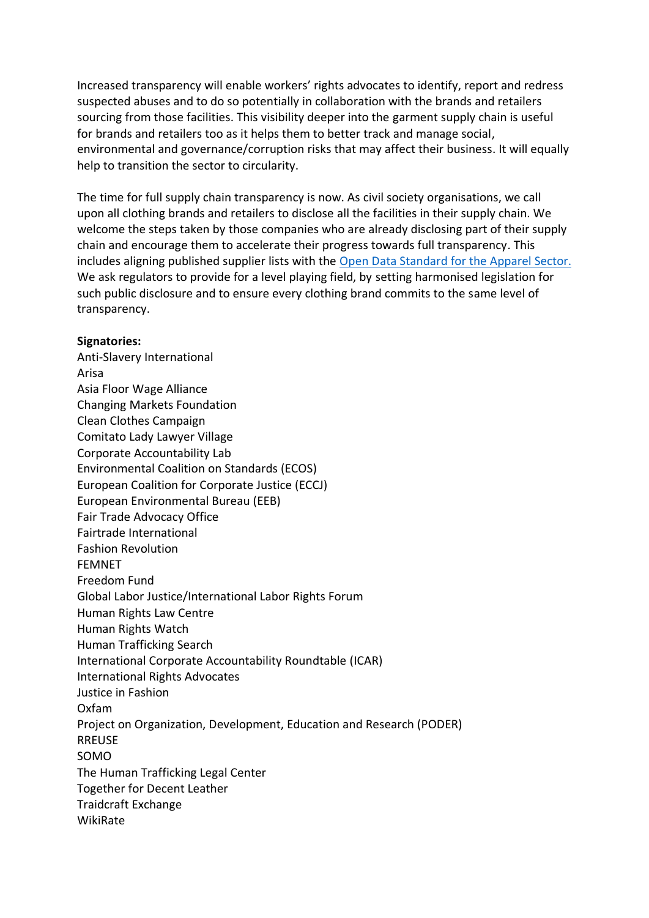Increased transparency will enable workers' rights advocates to identify, report and redress suspected abuses and to do so potentially in collaboration with the brands and retailers sourcing from those facilities. This visibility deeper into the garment supply chain is useful for brands and retailers too as it helps them to better track and manage social, environmental and governance/corruption risks that may affect their business. It will equally help to transition the sector to circularity.

The time for full supply chain transparency is now. As civil society organisations, we call upon all clothing brands and retailers to disclose all the facilities in their supply chain. We welcome the steps taken by those companies who are already disclosing part of their supply chain and encourage them to accelerate their progress towards full transparency. This includes aligning published supplier lists with the Open Data Standard for the Apparel Sector. We ask regulators to provide for a level playing field, by setting harmonised legislation for such public disclosure and to ensure every clothing brand commits to the same level of transparency.

**Signatories:**

Anti-Slavery International
Arisa
Asia Floor Wage Alliance
Changing Markets Foundation
Clean Clothes Campaign
Comitato Lady Lawyer Village
Corporate Accountability Lab
Environmental Coalition on Standards (ECOS)
European Coalition for Corporate Justice (ECCJ)
European Environmental Bureau (EEB)
Fair Trade Advocacy Office
Fairtrade International
Fashion Revolution
FEMNET
Freedom Fund
Global Labor Justice/International Labor Rights Forum
Human Rights Law Centre
Human Rights Watch
Human Trafficking Search
International Corporate Accountability Roundtable (ICAR)
International Rights Advocates
Justice in Fashion
Oxfam
Project on Organization, Development, Education and Research (PODER)
RREUSE
SOMO
The Human Trafficking Legal Center
Together for Decent Leather
Traidcraft Exchange
WikiRate